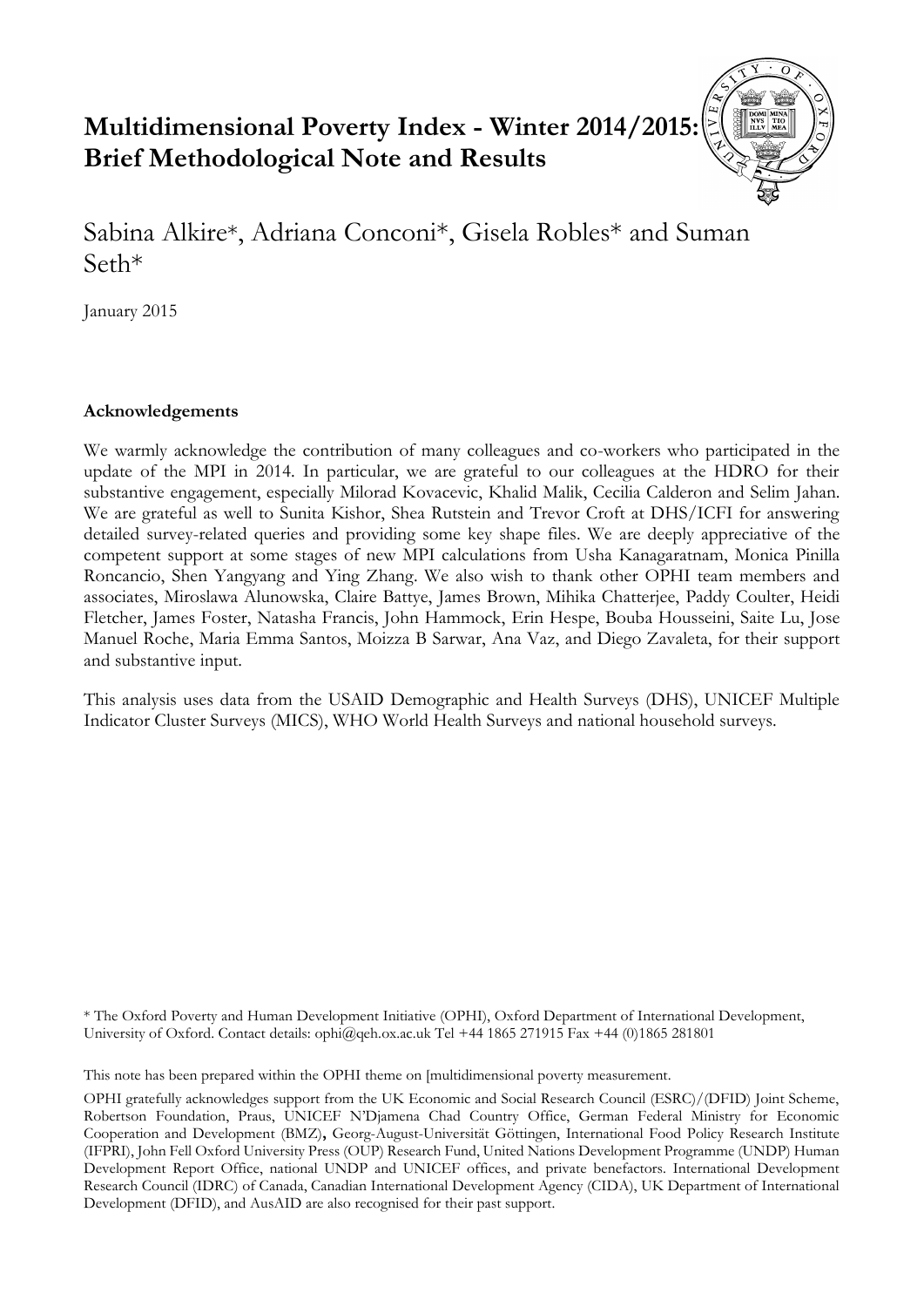# Multidimensional Poverty Index - Winter 2014/2015: Brief Methodological Note and Results

Sabina Alkire*, Adriana Conconi*, Gisela Robles* and Suman Seth*

January 2015

**Acknowledgements**

We warmly acknowledge the contribution of many colleagues and co-workers who participated in the update of the MPI in 2014. In particular, we are grateful to our colleagues at the HDRO for their substantive engagement, especially Milorad Kovacevic, Khalid Malik, Cecilia Calderon and Selim Jahan. We are grateful as well to Sunita Kishor, Shea Rutstein and Trevor Croft at DHS/ICFI for answering detailed survey-related queries and providing some key shape files. We are deeply appreciative of the competent support at some stages of new MPI calculations from Usha Kanagaratnam, Monica Pinilla Roncancio, Shen Yangyang and Ying Zhang. We also wish to thank other OPHI team members and associates, Miroslawa Alunowska, Claire Battye, James Brown, Mihika Chatterjee, Paddy Coulter, Heidi Fletcher, James Foster, Natasha Francis, John Hammock, Erin Hespe, Bouba Housseini, Saite Lu, Jose Manuel Roche, Maria Emma Santos, Moizza B Sarwar, Ana Vaz, and Diego Zavaleta, for their support and substantive input.

This analysis uses data from the USAID Demographic and Health Surveys (DHS), UNICEF Multiple Indicator Cluster Surveys (MICS), WHO World Health Surveys and national household surveys.

* The Oxford Poverty and Human Development Initiative (OPHI), Oxford Department of International Development, University of Oxford. Contact details: ophi@qeh.ox.ac.uk Tel +44 1865 271915 Fax +44 (0)1865 281801

This note has been prepared within the OPHI theme on [multidimensional poverty measurement.

OPHI gratefully acknowledges support from the UK Economic and Social Research Council (ESRC)/(DFID) Joint Scheme, Robertson Foundation, Praus, UNICEF N'Djamena Chad Country Office, German Federal Ministry for Economic Cooperation and Development (BMZ), Georg-August-Universität Göttingen, International Food Policy Research Institute (IFPRI), John Fell Oxford University Press (OUP) Research Fund, United Nations Development Programme (UNDP) Human Development Report Office, national UNDP and UNICEF offices, and private benefactors. International Development Research Council (IDRC) of Canada, Canadian International Development Agency (CIDA), UK Department of International Development (DFID), and AusAID are also recognised for their past support.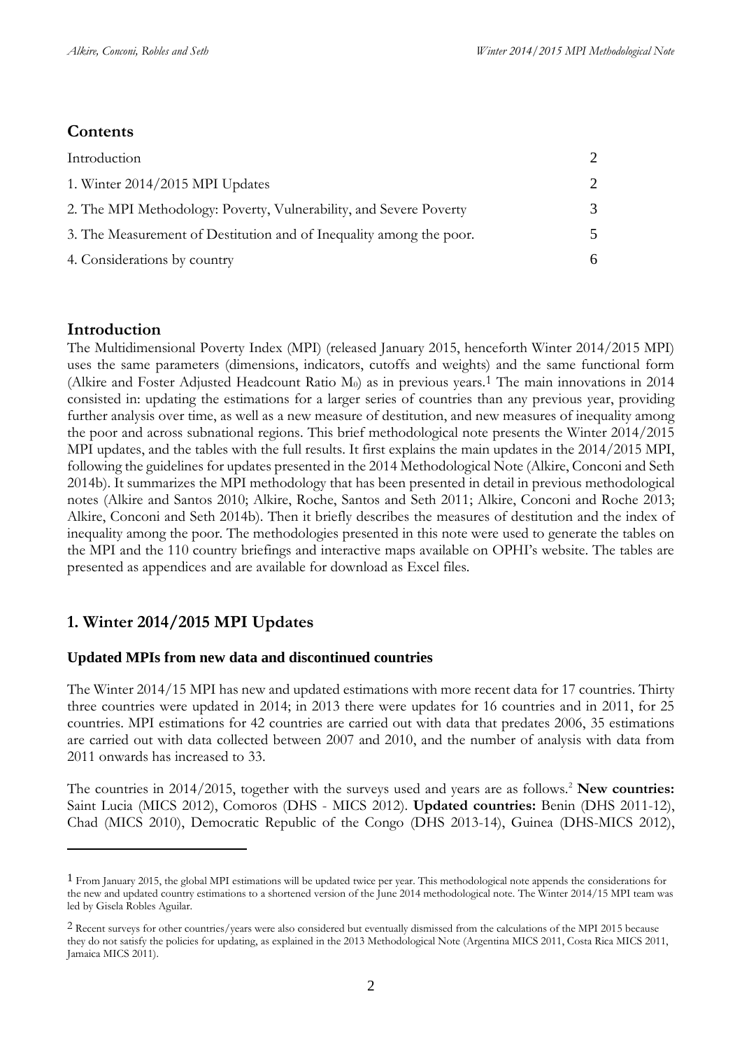## Contents

| | |
|---|---|
| Introduction | 2 |
| 1. Winter 2014/2015 MPI Updates | 2 |
| 2. The MPI Methodology: Poverty, Vulnerability, and Severe Poverty | 3 |
| 3. The Measurement of Destitution and of Inequality among the poor. | 5 |
| 4. Considerations by country | 6 |

## Introduction

The Multidimensional Poverty Index (MPI) (released January 2015, henceforth Winter 2014/2015 MPI) uses the same parameters (dimensions, indicators, cutoffs and weights) and the same functional form (Alkire and Foster Adjusted Headcount Ratio $M_0$) as in previous years.[1] The main innovations in 2014 consisted in: updating the estimations for a larger series of countries than any previous year, providing further analysis over time, as well as a new measure of destitution, and new measures of inequality among the poor and across subnational regions. This brief methodological note presents the Winter 2014/2015 MPI updates, and the tables with the full results. It first explains the main updates in the 2014/2015 MPI, following the guidelines for updates presented in the 2014 Methodological Note (Alkire, Conconi and Seth 2014b). It summarizes the MPI methodology that has been presented in detail in previous methodological notes (Alkire and Santos 2010; Alkire, Roche, Santos and Seth 2011; Alkire, Conconi and Roche 2013; Alkire, Conconi and Seth 2014b). Then it briefly describes the measures of destitution and the index of inequality among the poor. The methodologies presented in this note were used to generate the tables on the MPI and the 110 country briefings and interactive maps available on OPHI's website. The tables are presented as appendices and are available for download as Excel files.

## 1. Winter 2014/2015 MPI Updates

### Updated MPIs from new data and discontinued countries

The Winter 2014/15 MPI has new and updated estimations with more recent data for 17 countries. Thirty three countries were updated in 2014; in 2013 there were updates for 16 countries and in 2011, for 25 countries. MPI estimations for 42 countries are carried out with data that predates 2006, 35 estimations are carried out with data collected between 2007 and 2010, and the number of analysis with data from 2011 onwards has increased to 33.

The countries in 2014/2015, together with the surveys used and years are as follows.[2] **New countries:** Saint Lucia (MICS 2012), Comoros (DHS - MICS 2012). **Updated countries:** Benin (DHS 2011-12), Chad (MICS 2010), Democratic Republic of the Congo (DHS 2013-14), Guinea (DHS-MICS 2012),

---

[1] From January 2015, the global MPI estimations will be updated twice per year. This methodological note appends the considerations for the new and updated country estimations to a shortened version of the June 2014 methodological note. The Winter 2014/15 MPI team was led by Gisela Robles Aguilar.

[2] Recent surveys for other countries/years were also considered but eventually dismissed from the calculations of the MPI 2015 because they do not satisfy the policies for updating, as explained in the 2013 Methodological Note (Argentina MICS 2011, Costa Rica MICS 2011, Jamaica MICS 2011).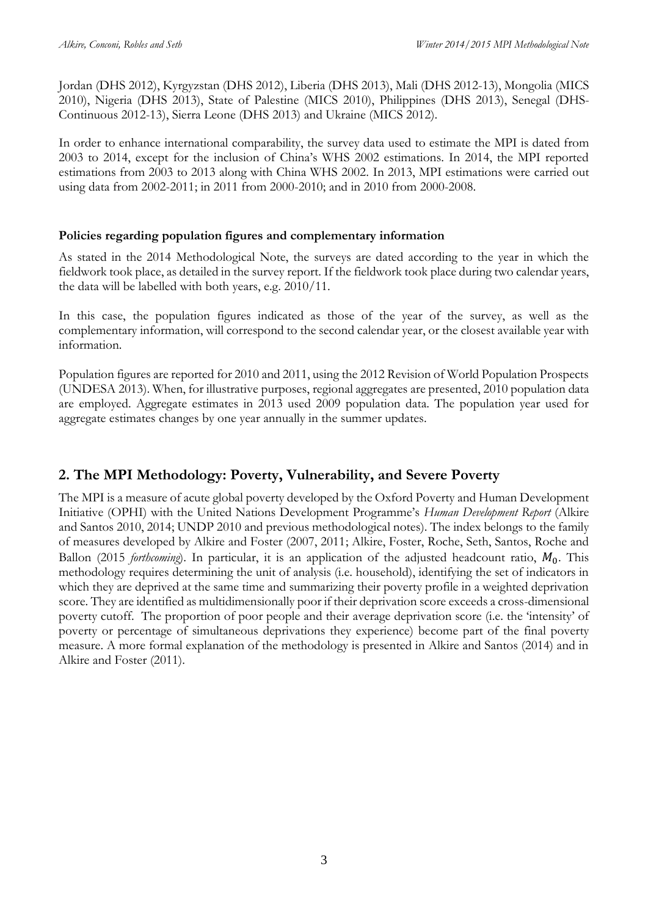Jordan (DHS 2012), Kyrgyzstan (DHS 2012), Liberia (DHS 2013), Mali (DHS 2012-13), Mongolia (MICS 2010), Nigeria (DHS 2013), State of Palestine (MICS 2010), Philippines (DHS 2013), Senegal (DHS-Continuous 2012-13), Sierra Leone (DHS 2013) and Ukraine (MICS 2012).

In order to enhance international comparability, the survey data used to estimate the MPI is dated from 2003 to 2014, except for the inclusion of China's WHS 2002 estimations. In 2014, the MPI reported estimations from 2003 to 2013 along with China WHS 2002. In 2013, MPI estimations were carried out using data from 2002-2011; in 2011 from 2000-2010; and in 2010 from 2000-2008.

**Policies regarding population figures and complementary information**

As stated in the 2014 Methodological Note, the surveys are dated according to the year in which the fieldwork took place, as detailed in the survey report. If the fieldwork took place during two calendar years, the data will be labelled with both years, e.g. 2010/11.

In this case, the population figures indicated as those of the year of the survey, as well as the complementary information, will correspond to the second calendar year, or the closest available year with information.

Population figures are reported for 2010 and 2011, using the 2012 Revision of World Population Prospects (UNDESA 2013). When, for illustrative purposes, regional aggregates are presented, 2010 population data are employed. Aggregate estimates in 2013 used 2009 population data. The population year used for aggregate estimates changes by one year annually in the summer updates.

## 2. The MPI Methodology: Poverty, Vulnerability, and Severe Poverty

The MPI is a measure of acute global poverty developed by the Oxford Poverty and Human Development Initiative (OPHI) with the United Nations Development Programme's *Human Development Report* (Alkire and Santos 2010, 2014; UNDP 2010 and previous methodological notes). The index belongs to the family of measures developed by Alkire and Foster (2007, 2011; Alkire, Foster, Roche, Seth, Santos, Roche and Ballon (2015 *forthcoming*). In particular, it is an application of the adjusted headcount ratio, $M_0$. This methodology requires determining the unit of analysis (i.e. household), identifying the set of indicators in which they are deprived at the same time and summarizing their poverty profile in a weighted deprivation score. They are identified as multidimensionally poor if their deprivation score exceeds a cross-dimensional poverty cutoff. The proportion of poor people and their average deprivation score (i.e. the 'intensity' of poverty or percentage of simultaneous deprivations they experience) become part of the final poverty measure. A more formal explanation of the methodology is presented in Alkire and Santos (2014) and in Alkire and Foster (2011).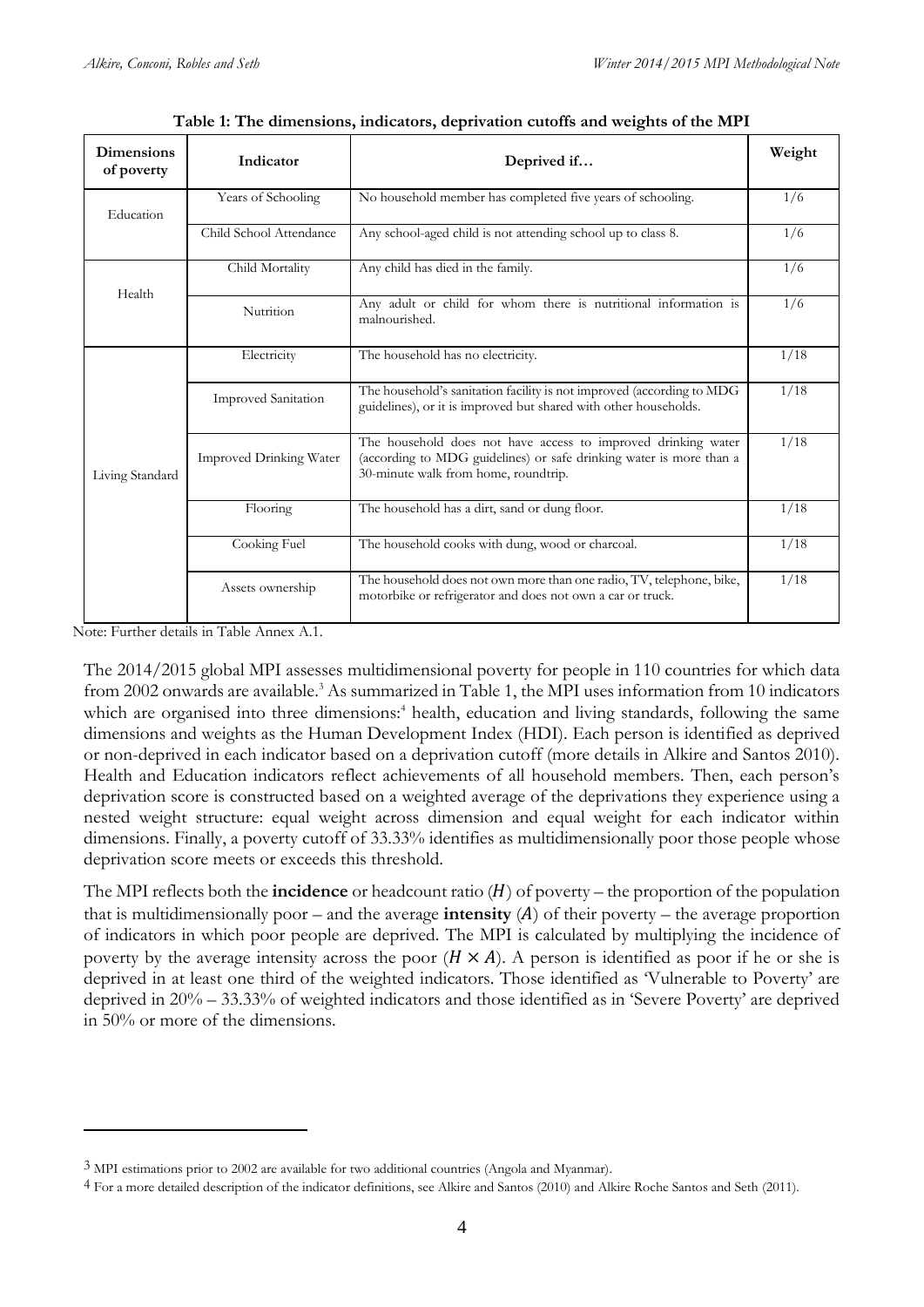**Table 1: The dimensions, indicators, deprivation cutoffs and weights of the MPI**

| Dimensions of poverty | Indicator | Deprived if… | Weight |
|---|---|---|---|
| Education | Years of Schooling | No household member has completed five years of schooling. | 1/6 |
| | Child School Attendance | Any school-aged child is not attending school up to class 8. | 1/6 |
| Health | Child Mortality | Any child has died in the family. | 1/6 |
| | Nutrition | Any adult or child for whom there is nutritional information is malnourished. | 1/6 |
| Living Standard | Electricity | The household has no electricity. | 1/18 |
| | Improved Sanitation | The household's sanitation facility is not improved (according to MDG guidelines), or it is improved but shared with other households. | 1/18 |
| | Improved Drinking Water | The household does not have access to improved drinking water (according to MDG guidelines) or safe drinking water is more than a 30-minute walk from home, roundtrip. | 1/18 |
| | Flooring | The household has a dirt, sand or dung floor. | 1/18 |
| | Cooking Fuel | The household cooks with dung, wood or charcoal. | 1/18 |
| | Assets ownership | The household does not own more than one radio, TV, telephone, bike, motorbike or refrigerator and does not own a car or truck. | 1/18 |

Note: Further details in Table Annex A.1.

The 2014/2015 global MPI assesses multidimensional poverty for people in 110 countries for which data from 2002 onwards are available.[3] As summarized in Table 1, the MPI uses information from 10 indicators which are organised into three dimensions:[4] health, education and living standards, following the same dimensions and weights as the Human Development Index (HDI). Each person is identified as deprived or non-deprived in each indicator based on a deprivation cutoff (more details in Alkire and Santos 2010). Health and Education indicators reflect achievements of all household members. Then, each person's deprivation score is constructed based on a weighted average of the deprivations they experience using a nested weight structure: equal weight across dimension and equal weight for each indicator within dimensions. Finally, a poverty cutoff of 33.33% identifies as multidimensionally poor those people whose deprivation score meets or exceeds this threshold.

The MPI reflects both the **incidence** or headcount ratio ($H$) of poverty – the proportion of the population that is multidimensionally poor – and the average **intensity** ($A$) of their poverty – the average proportion of indicators in which poor people are deprived. The MPI is calculated by multiplying the incidence of poverty by the average intensity across the poor ($H \times A$). A person is identified as poor if he or she is deprived in at least one third of the weighted indicators. Those identified as 'Vulnerable to Poverty' are deprived in 20% – 33.33% of weighted indicators and those identified as in 'Severe Poverty' are deprived in 50% or more of the dimensions.

[3] MPI estimations prior to 2002 are available for two additional countries (Angola and Myanmar).

[4] For a more detailed description of the indicator definitions, see Alkire and Santos (2010) and Alkire Roche Santos and Seth (2011).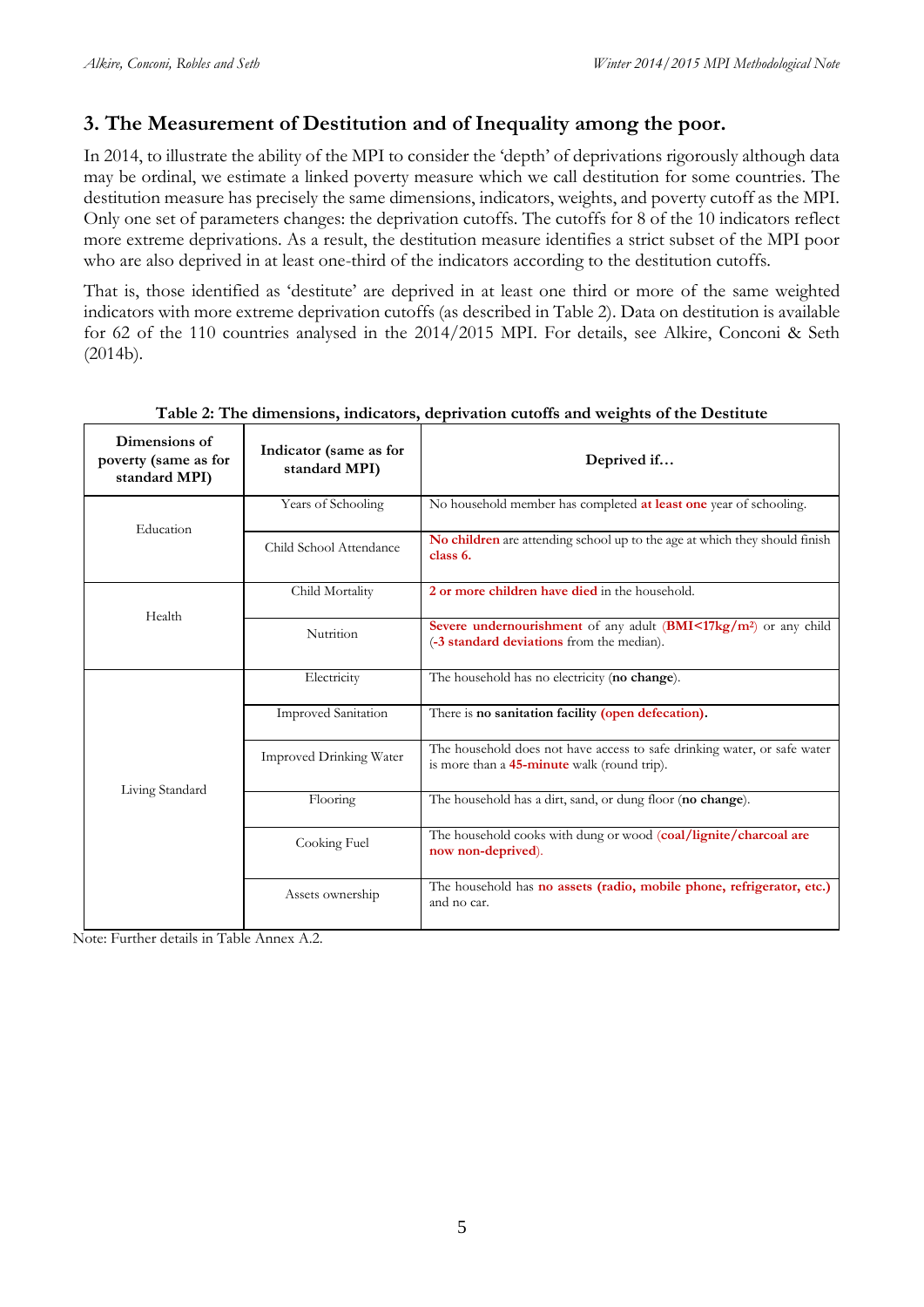## 3. The Measurement of Destitution and of Inequality among the poor.

In 2014, to illustrate the ability of the MPI to consider the 'depth' of deprivations rigorously although data may be ordinal, we estimate a linked poverty measure which we call destitution for some countries. The destitution measure has precisely the same dimensions, indicators, weights, and poverty cutoff as the MPI. Only one set of parameters changes: the deprivation cutoffs. The cutoffs for 8 of the 10 indicators reflect more extreme deprivations. As a result, the destitution measure identifies a strict subset of the MPI poor who are also deprived in at least one-third of the indicators according to the destitution cutoffs.

That is, those identified as 'destitute' are deprived in at least one third or more of the same weighted indicators with more extreme deprivation cutoffs (as described in Table 2). Data on destitution is available for 62 of the 110 countries analysed in the 2014/2015 MPI. For details, see Alkire, Conconi & Seth (2014b).

**Table 2: The dimensions, indicators, deprivation cutoffs and weights of the Destitute**

| Dimensions of poverty (same as for standard MPI) | Indicator (same as for standard MPI) | Deprived if… |
|---|---|---|
| Education | Years of Schooling | No household member has completed **at least one** year of schooling. |
| | Child School Attendance | **No children** are attending school up to the age at which they should finish **class 6.** |
| Health | Child Mortality | **2 or more children have died** in the household. |
| | Nutrition | **Severe undernourishment** of any adult (**BMI<17kg/m²**) or any child (**-3 standard deviations** from the median). |
| Living Standard | Electricity | The household has no electricity (**no change**). |
| | Improved Sanitation | There is **no sanitation facility (open defecation).** |
| | Improved Drinking Water | The household does not have access to safe drinking water, or safe water is more than a **45-minute** walk (round trip). |
| | Flooring | The household has a dirt, sand, or dung floor (**no change**). |
| | Cooking Fuel | The household cooks with dung or wood (**coal/lignite/charcoal are now non-deprived**). |
| | Assets ownership | The household has **no assets (radio, mobile phone, refrigerator, etc.)** and no car. |

Note: Further details in Table Annex A.2.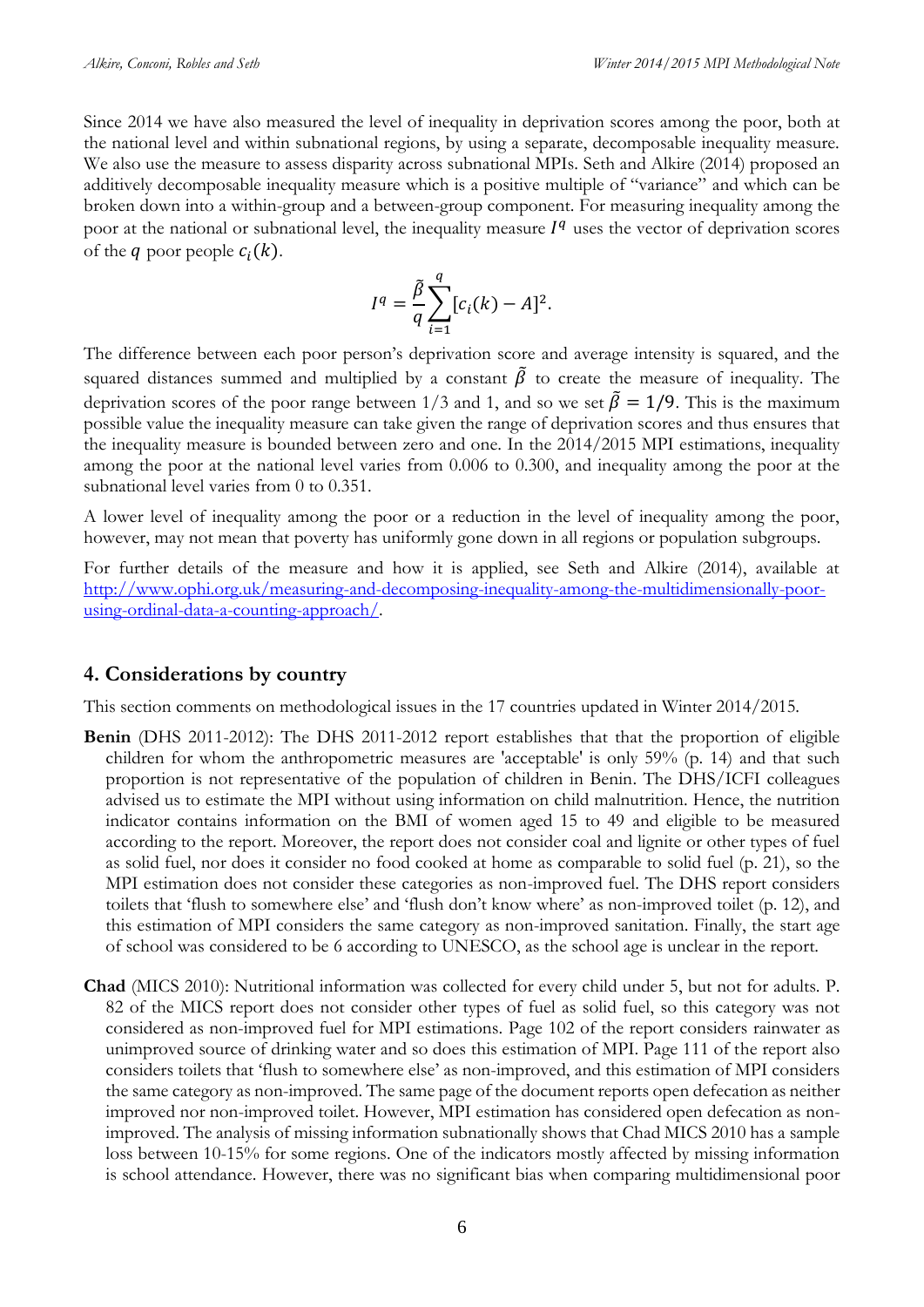Since 2014 we have also measured the level of inequality in deprivation scores among the poor, both at the national level and within subnational regions, by using a separate, decomposable inequality measure. We also use the measure to assess disparity across subnational MPIs. Seth and Alkire (2014) proposed an additively decomposable inequality measure which is a positive multiple of "variance" and which can be broken down into a within-group and a between-group component. For measuring inequality among the poor at the national or subnational level, the inequality measure $I^q$ uses the vector of deprivation scores of the $q$ poor people $c_i(k)$.

$$I^q = \frac{\tilde{\beta}}{q}\sum_{i=1}^{q}[c_i(k) - A]^2.$$

The difference between each poor person's deprivation score and average intensity is squared, and the squared distances summed and multiplied by a constant $\tilde{\beta}$ to create the measure of inequality. The deprivation scores of the poor range between 1/3 and 1, and so we set $\tilde{\beta} = 1/9$. This is the maximum possible value the inequality measure can take given the range of deprivation scores and thus ensures that the inequality measure is bounded between zero and one. In the 2014/2015 MPI estimations, inequality among the poor at the national level varies from 0.006 to 0.300, and inequality among the poor at the subnational level varies from 0 to 0.351.

A lower level of inequality among the poor or a reduction in the level of inequality among the poor, however, may not mean that poverty has uniformly gone down in all regions or population subgroups.

For further details of the measure and how it is applied, see Seth and Alkire (2014), available at http://www.ophi.org.uk/measuring-and-decomposing-inequality-among-the-multidimensionally-poor-using-ordinal-data-a-counting-approach/.

## 4. Considerations by country

This section comments on methodological issues in the 17 countries updated in Winter 2014/2015.

**Benin** (DHS 2011-2012): The DHS 2011-2012 report establishes that that the proportion of eligible children for whom the anthropometric measures are 'acceptable' is only 59% (p. 14) and that such proportion is not representative of the population of children in Benin. The DHS/ICFI colleagues advised us to estimate the MPI without using information on child malnutrition. Hence, the nutrition indicator contains information on the BMI of women aged 15 to 49 and eligible to be measured according to the report. Moreover, the report does not consider coal and lignite or other types of fuel as solid fuel, nor does it consider no food cooked at home as comparable to solid fuel (p. 21), so the MPI estimation does not consider these categories as non-improved fuel. The DHS report considers toilets that 'flush to somewhere else' and 'flush don't know where' as non-improved toilet (p. 12), and this estimation of MPI considers the same category as non-improved sanitation. Finally, the start age of school was considered to be 6 according to UNESCO, as the school age is unclear in the report.

**Chad** (MICS 2010): Nutritional information was collected for every child under 5, but not for adults. P. 82 of the MICS report does not consider other types of fuel as solid fuel, so this category was not considered as non-improved fuel for MPI estimations. Page 102 of the report considers rainwater as unimproved source of drinking water and so does this estimation of MPI. Page 111 of the report also considers toilets that 'flush to somewhere else' as non-improved, and this estimation of MPI considers the same category as non-improved. The same page of the document reports open defecation as neither improved nor non-improved toilet. However, MPI estimation has considered open defecation as non-improved. The analysis of missing information subnationally shows that Chad MICS 2010 has a sample loss between 10-15% for some regions. One of the indicators mostly affected by missing information is school attendance. However, there was no significant bias when comparing multidimensional poor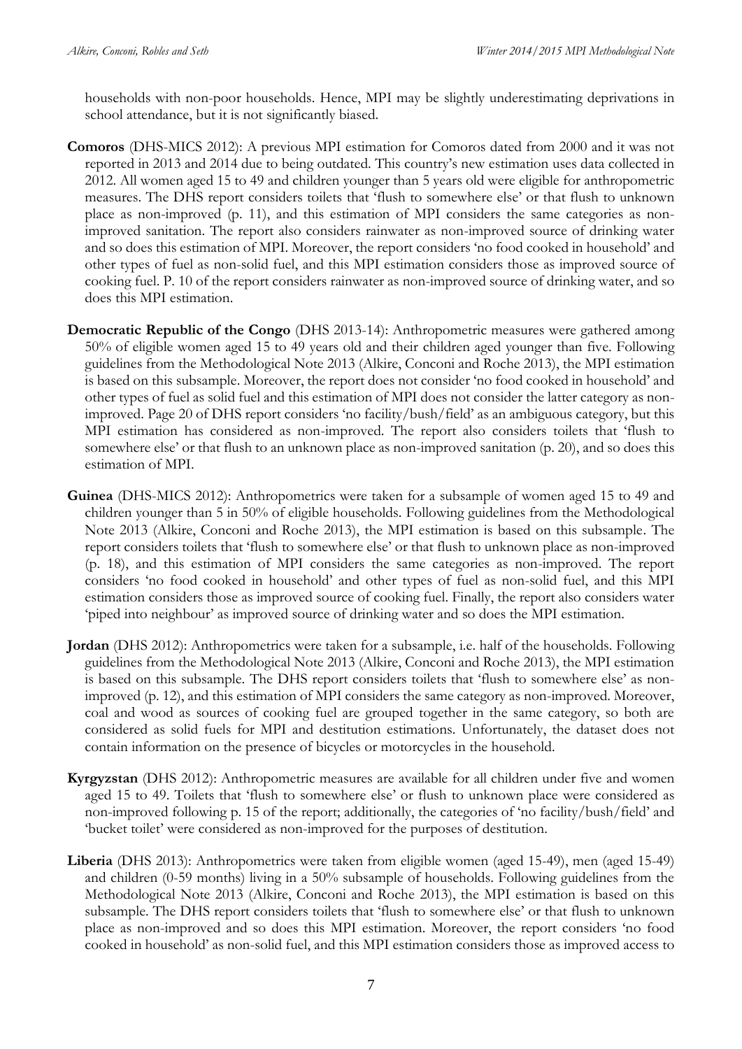households with non-poor households. Hence, MPI may be slightly underestimating deprivations in school attendance, but it is not significantly biased.

**Comoros** (DHS-MICS 2012): A previous MPI estimation for Comoros dated from 2000 and it was not reported in 2013 and 2014 due to being outdated. This country's new estimation uses data collected in 2012. All women aged 15 to 49 and children younger than 5 years old were eligible for anthropometric measures. The DHS report considers toilets that 'flush to somewhere else' or that flush to unknown place as non-improved (p. 11), and this estimation of MPI considers the same categories as non-improved sanitation. The report also considers rainwater as non-improved source of drinking water and so does this estimation of MPI. Moreover, the report considers 'no food cooked in household' and other types of fuel as non-solid fuel, and this MPI estimation considers those as improved source of cooking fuel. P. 10 of the report considers rainwater as non-improved source of drinking water, and so does this MPI estimation.

**Democratic Republic of the Congo** (DHS 2013-14): Anthropometric measures were gathered among 50% of eligible women aged 15 to 49 years old and their children aged younger than five. Following guidelines from the Methodological Note 2013 (Alkire, Conconi and Roche 2013), the MPI estimation is based on this subsample. Moreover, the report does not consider 'no food cooked in household' and other types of fuel as solid fuel and this estimation of MPI does not consider the latter category as non-improved. Page 20 of DHS report considers 'no facility/bush/field' as an ambiguous category, but this MPI estimation has considered as non-improved. The report also considers toilets that 'flush to somewhere else' or that flush to an unknown place as non-improved sanitation (p. 20), and so does this estimation of MPI.

**Guinea** (DHS-MICS 2012): Anthropometrics were taken for a subsample of women aged 15 to 49 and children younger than 5 in 50% of eligible households. Following guidelines from the Methodological Note 2013 (Alkire, Conconi and Roche 2013), the MPI estimation is based on this subsample. The report considers toilets that 'flush to somewhere else' or that flush to unknown place as non-improved (p. 18), and this estimation of MPI considers the same categories as non-improved. The report considers 'no food cooked in household' and other types of fuel as non-solid fuel, and this MPI estimation considers those as improved source of cooking fuel. Finally, the report also considers water 'piped into neighbour' as improved source of drinking water and so does the MPI estimation.

**Jordan** (DHS 2012): Anthropometrics were taken for a subsample, i.e. half of the households. Following guidelines from the Methodological Note 2013 (Alkire, Conconi and Roche 2013), the MPI estimation is based on this subsample. The DHS report considers toilets that 'flush to somewhere else' as non-improved (p. 12), and this estimation of MPI considers the same category as non-improved. Moreover, coal and wood as sources of cooking fuel are grouped together in the same category, so both are considered as solid fuels for MPI and destitution estimations. Unfortunately, the dataset does not contain information on the presence of bicycles or motorcycles in the household.

**Kyrgyzstan** (DHS 2012): Anthropometric measures are available for all children under five and women aged 15 to 49. Toilets that 'flush to somewhere else' or flush to unknown place were considered as non-improved following p. 15 of the report; additionally, the categories of 'no facility/bush/field' and 'bucket toilet' were considered as non-improved for the purposes of destitution.

**Liberia** (DHS 2013): Anthropometrics were taken from eligible women (aged 15-49), men (aged 15-49) and children (0-59 months) living in a 50% subsample of households. Following guidelines from the Methodological Note 2013 (Alkire, Conconi and Roche 2013), the MPI estimation is based on this subsample. The DHS report considers toilets that 'flush to somewhere else' or that flush to unknown place as non-improved and so does this MPI estimation. Moreover, the report considers 'no food cooked in household' as non-solid fuel, and this MPI estimation considers those as improved access to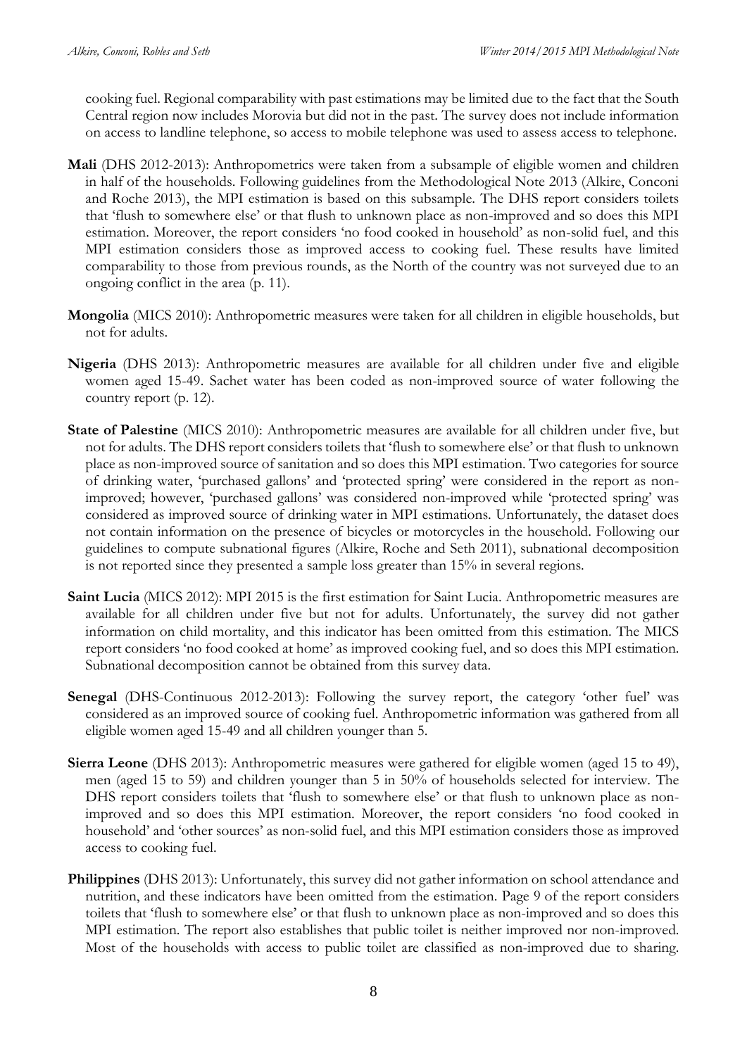cooking fuel. Regional comparability with past estimations may be limited due to the fact that the South Central region now includes Morovia but did not in the past. The survey does not include information on access to landline telephone, so access to mobile telephone was used to assess access to telephone.

**Mali** (DHS 2012-2013): Anthropometrics were taken from a subsample of eligible women and children in half of the households. Following guidelines from the Methodological Note 2013 (Alkire, Conconi and Roche 2013), the MPI estimation is based on this subsample. The DHS report considers toilets that 'flush to somewhere else' or that flush to unknown place as non-improved and so does this MPI estimation. Moreover, the report considers 'no food cooked in household' as non-solid fuel, and this MPI estimation considers those as improved access to cooking fuel. These results have limited comparability to those from previous rounds, as the North of the country was not surveyed due to an ongoing conflict in the area (p. 11).

**Mongolia** (MICS 2010): Anthropometric measures were taken for all children in eligible households, but not for adults.

**Nigeria** (DHS 2013): Anthropometric measures are available for all children under five and eligible women aged 15-49. Sachet water has been coded as non-improved source of water following the country report (p. 12).

**State of Palestine** (MICS 2010): Anthropometric measures are available for all children under five, but not for adults. The DHS report considers toilets that 'flush to somewhere else' or that flush to unknown place as non-improved source of sanitation and so does this MPI estimation. Two categories for source of drinking water, 'purchased gallons' and 'protected spring' were considered in the report as non-improved; however, 'purchased gallons' was considered non-improved while 'protected spring' was considered as improved source of drinking water in MPI estimations. Unfortunately, the dataset does not contain information on the presence of bicycles or motorcycles in the household. Following our guidelines to compute subnational figures (Alkire, Roche and Seth 2011), subnational decomposition is not reported since they presented a sample loss greater than 15% in several regions.

**Saint Lucia** (MICS 2012): MPI 2015 is the first estimation for Saint Lucia. Anthropometric measures are available for all children under five but not for adults. Unfortunately, the survey did not gather information on child mortality, and this indicator has been omitted from this estimation. The MICS report considers 'no food cooked at home' as improved cooking fuel, and so does this MPI estimation. Subnational decomposition cannot be obtained from this survey data.

**Senegal** (DHS-Continuous 2012-2013): Following the survey report, the category 'other fuel' was considered as an improved source of cooking fuel. Anthropometric information was gathered from all eligible women aged 15-49 and all children younger than 5.

**Sierra Leone** (DHS 2013): Anthropometric measures were gathered for eligible women (aged 15 to 49), men (aged 15 to 59) and children younger than 5 in 50% of households selected for interview. The DHS report considers toilets that 'flush to somewhere else' or that flush to unknown place as non-improved and so does this MPI estimation. Moreover, the report considers 'no food cooked in household' and 'other sources' as non-solid fuel, and this MPI estimation considers those as improved access to cooking fuel.

**Philippines** (DHS 2013): Unfortunately, this survey did not gather information on school attendance and nutrition, and these indicators have been omitted from the estimation. Page 9 of the report considers toilets that 'flush to somewhere else' or that flush to unknown place as non-improved and so does this MPI estimation. The report also establishes that public toilet is neither improved nor non-improved. Most of the households with access to public toilet are classified as non-improved due to sharing.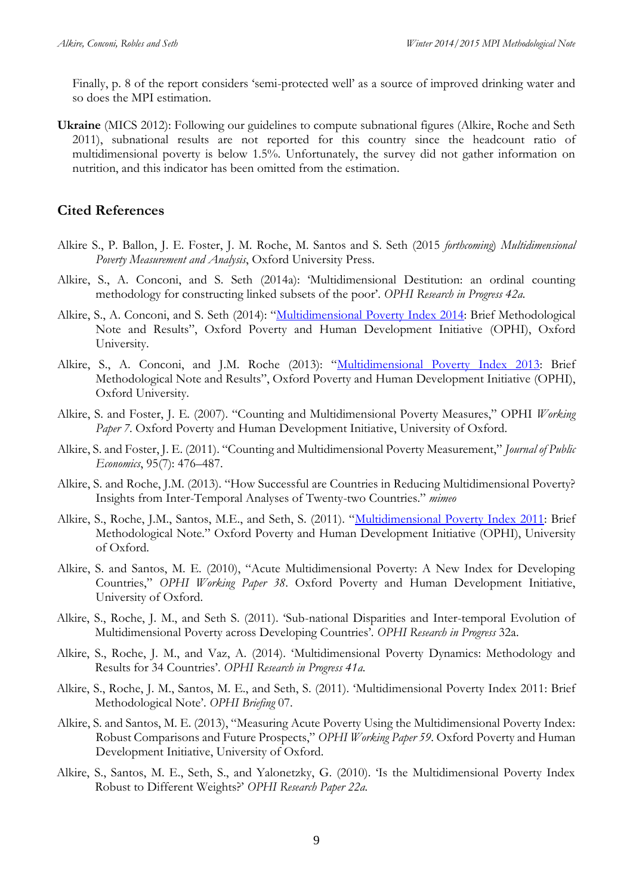Finally, p. 8 of the report considers 'semi-protected well' as a source of improved drinking water and so does the MPI estimation.

**Ukraine** (MICS 2012): Following our guidelines to compute subnational figures (Alkire, Roche and Seth 2011), subnational results are not reported for this country since the headcount ratio of multidimensional poverty is below 1.5%. Unfortunately, the survey did not gather information on nutrition, and this indicator has been omitted from the estimation.

## Cited References

Alkire S., P. Ballon, J. E. Foster, J. M. Roche, M. Santos and S. Seth (2015 *forthcoming*) *Multidimensional Poverty Measurement and Analysis*, Oxford University Press.

Alkire, S., A. Conconi, and S. Seth (2014a): 'Multidimensional Destitution: an ordinal counting methodology for constructing linked subsets of the poor'. *OPHI Research in Progress 42a*.

Alkire, S., A. Conconi, and S. Seth (2014): "Multidimensional Poverty Index 2014: Brief Methodological Note and Results", Oxford Poverty and Human Development Initiative (OPHI), Oxford University.

Alkire, S., A. Conconi, and J.M. Roche (2013): "Multidimensional Poverty Index 2013: Brief Methodological Note and Results", Oxford Poverty and Human Development Initiative (OPHI), Oxford University.

Alkire, S. and Foster, J. E. (2007). "Counting and Multidimensional Poverty Measures," OPHI *Working Paper 7*. Oxford Poverty and Human Development Initiative, University of Oxford.

Alkire, S. and Foster, J. E. (2011). "Counting and Multidimensional Poverty Measurement," *Journal of Public Economics*, 95(7): 476–487.

Alkire, S. and Roche, J.M. (2013). "How Successful are Countries in Reducing Multidimensional Poverty? Insights from Inter-Temporal Analyses of Twenty-two Countries." *mimeo*

Alkire, S., Roche, J.M., Santos, M.E., and Seth, S. (2011). "Multidimensional Poverty Index 2011: Brief Methodological Note." Oxford Poverty and Human Development Initiative (OPHI), University of Oxford.

Alkire, S. and Santos, M. E. (2010), "Acute Multidimensional Poverty: A New Index for Developing Countries," *OPHI Working Paper 38*. Oxford Poverty and Human Development Initiative, University of Oxford.

Alkire, S., Roche, J. M., and Seth S. (2011). 'Sub-national Disparities and Inter-temporal Evolution of Multidimensional Poverty across Developing Countries'. *OPHI Research in Progress* 32a.

Alkire, S., Roche, J. M., and Vaz, A. (2014). 'Multidimensional Poverty Dynamics: Methodology and Results for 34 Countries'. *OPHI Research in Progress 41a*.

Alkire, S., Roche, J. M., Santos, M. E., and Seth, S. (2011). 'Multidimensional Poverty Index 2011: Brief Methodological Note'. *OPHI Briefing* 07.

Alkire, S. and Santos, M. E. (2013), "Measuring Acute Poverty Using the Multidimensional Poverty Index: Robust Comparisons and Future Prospects," *OPHI Working Paper 59*. Oxford Poverty and Human Development Initiative, University of Oxford.

Alkire, S., Santos, M. E., Seth, S., and Yalonetzky, G. (2010). 'Is the Multidimensional Poverty Index Robust to Different Weights?' *OPHI Research Paper 22a*.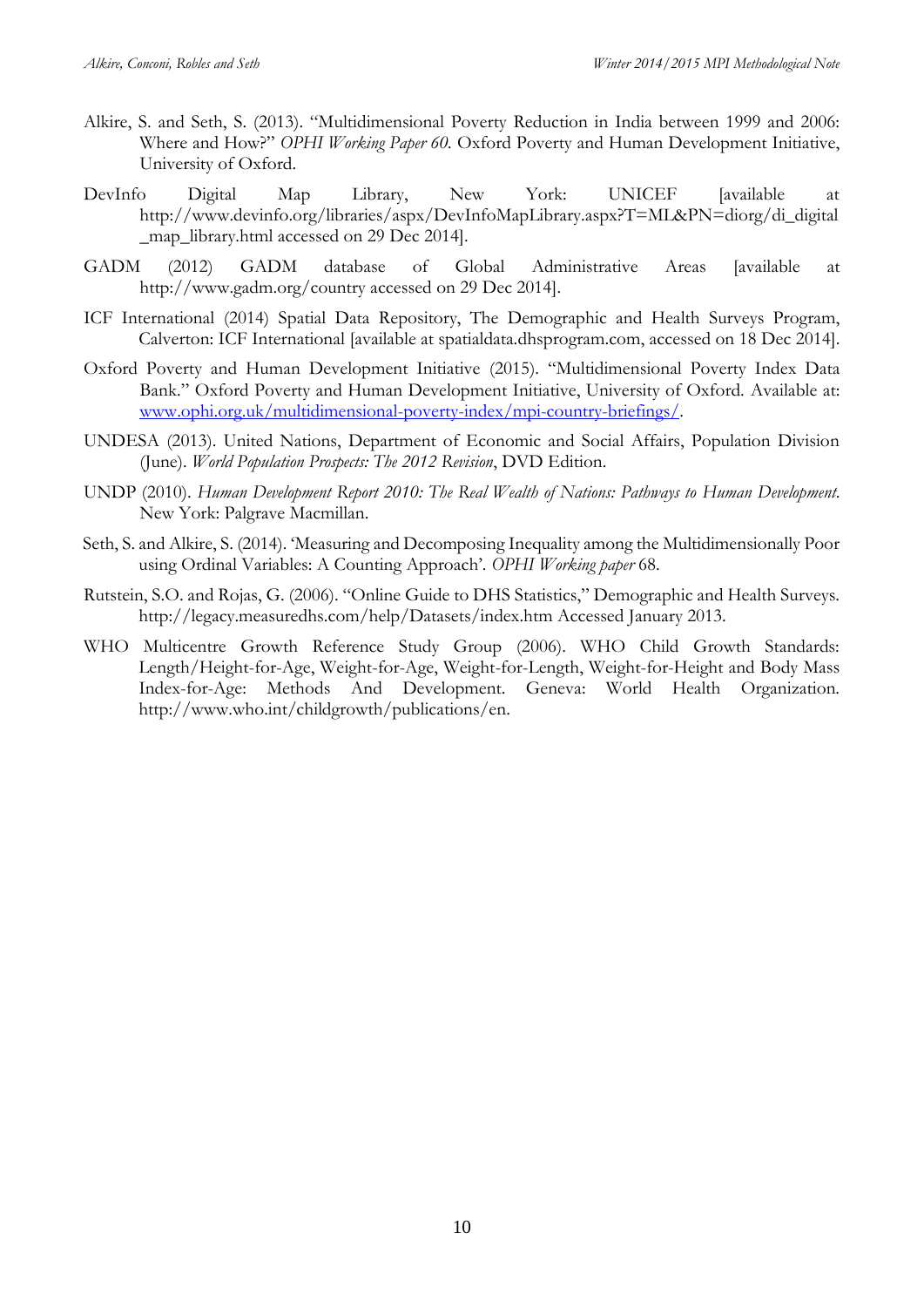Alkire, S. and Seth, S. (2013). "Multidimensional Poverty Reduction in India between 1999 and 2006: Where and How?" *OPHI Working Paper 60.* Oxford Poverty and Human Development Initiative, University of Oxford.

DevInfo Digital Map Library, New York: UNICEF [available at http://www.devinfo.org/libraries/aspx/DevInfoMapLibrary.aspx?T=ML&PN=diorg/di_digital_map_library.html accessed on 29 Dec 2014].

GADM (2012) GADM database of Global Administrative Areas [available at http://www.gadm.org/country accessed on 29 Dec 2014].

ICF International (2014) Spatial Data Repository, The Demographic and Health Surveys Program, Calverton: ICF International [available at spatialdata.dhsprogram.com, accessed on 18 Dec 2014].

Oxford Poverty and Human Development Initiative (2015). "Multidimensional Poverty Index Data Bank." Oxford Poverty and Human Development Initiative, University of Oxford. Available at: [www.ophi.org.uk/multidimensional-poverty-index/mpi-country-briefings/](www.ophi.org.uk/multidimensional-poverty-index/mpi-country-briefings/).

UNDESA (2013). United Nations, Department of Economic and Social Affairs, Population Division (June). *World Population Prospects: The 2012 Revision*, DVD Edition.

UNDP (2010). *Human Development Report 2010: The Real Wealth of Nations: Pathways to Human Development.* New York: Palgrave Macmillan.

Seth, S. and Alkire, S. (2014). 'Measuring and Decomposing Inequality among the Multidimensionally Poor using Ordinal Variables: A Counting Approach'. *OPHI Working paper* 68.

Rutstein, S.O. and Rojas, G. (2006). "Online Guide to DHS Statistics," Demographic and Health Surveys. http://legacy.measuredhs.com/help/Datasets/index.htm Accessed January 2013.

WHO Multicentre Growth Reference Study Group (2006). WHO Child Growth Standards: Length/Height-for-Age, Weight-for-Age, Weight-for-Length, Weight-for-Height and Body Mass Index-for-Age: Methods And Development. Geneva: World Health Organization. http://www.who.int/childgrowth/publications/en.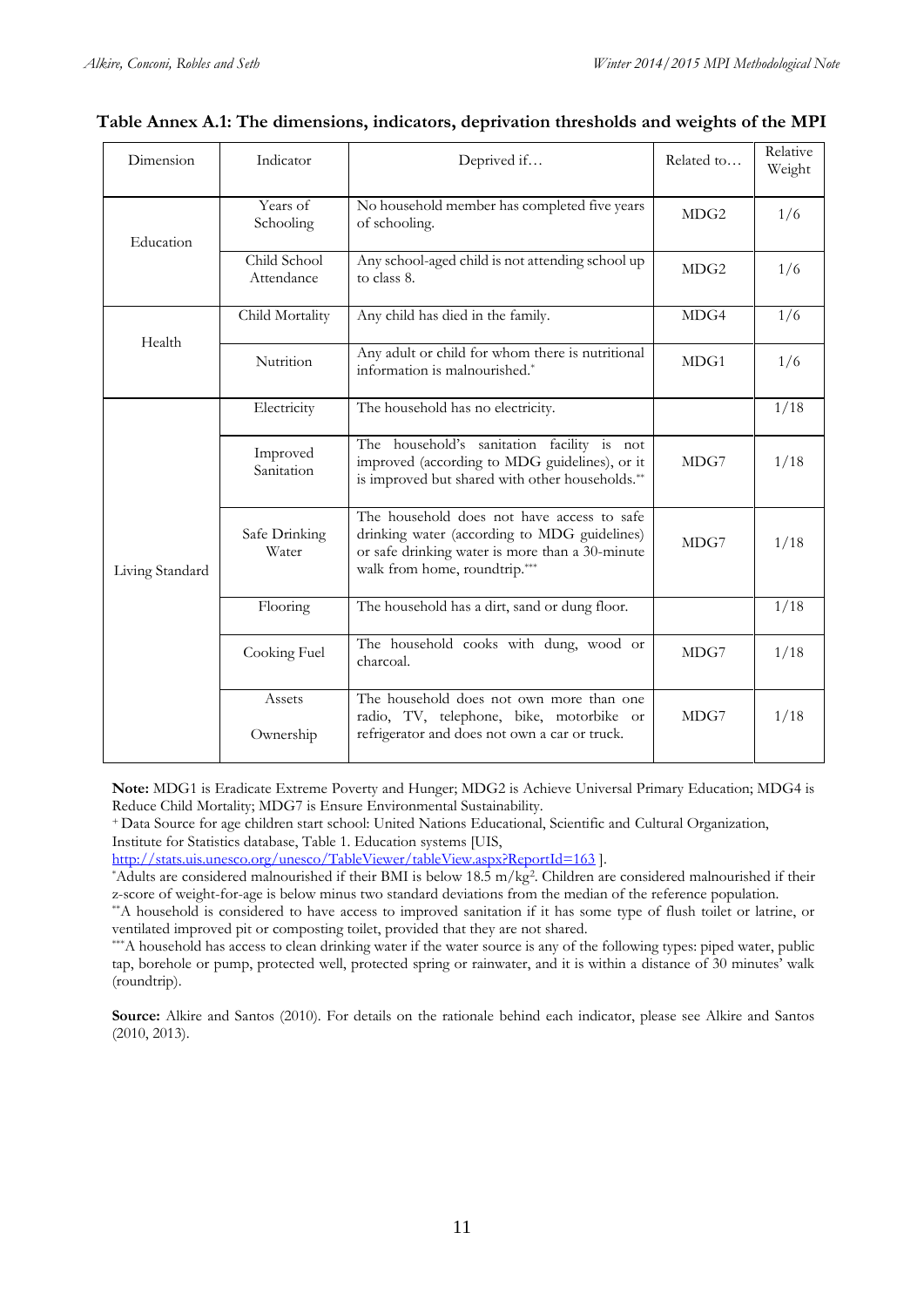**Table Annex A.1: The dimensions, indicators, deprivation thresholds and weights of the MPI**

| Dimension | Indicator | Deprived if… | Related to… | Relative Weight |
|---|---|---|---|---|
| Education | Years of Schooling | No household member has completed five years of schooling. | MDG2 | 1/6 |
| | Child School Attendance | Any school-aged child is not attending school up to class 8. | MDG2 | 1/6 |
| Health | Child Mortality | Any child has died in the family. | MDG4 | 1/6 |
| | Nutrition | Any adult or child for whom there is nutritional information is malnourished.* | MDG1 | 1/6 |
| Living Standard | Electricity | The household has no electricity. | | 1/18 |
| | Improved Sanitation | The household's sanitation facility is not improved (according to MDG guidelines), or it is improved but shared with other households.** | MDG7 | 1/18 |
| | Safe Drinking Water | The household does not have access to safe drinking water (according to MDG guidelines) or safe drinking water is more than a 30-minute walk from home, roundtrip.*** | MDG7 | 1/18 |
| | Flooring | The household has a dirt, sand or dung floor. | | 1/18 |
| | Cooking Fuel | The household cooks with dung, wood or charcoal. | MDG7 | 1/18 |
| | Assets Ownership | The household does not own more than one radio, TV, telephone, bike, motorbike or refrigerator and does not own a car or truck. | MDG7 | 1/18 |

**Note:** MDG1 is Eradicate Extreme Poverty and Hunger; MDG2 is Achieve Universal Primary Education; MDG4 is Reduce Child Mortality; MDG7 is Ensure Environmental Sustainability.

+ Data Source for age children start school: United Nations Educational, Scientific and Cultural Organization, Institute for Statistics database, Table 1. Education systems [UIS, http://stats.uis.unesco.org/unesco/TableViewer/tableView.aspx?ReportId=163 ].

*Adults are considered malnourished if their BMI is below 18.5 $m/kg^2$. Children are considered malnourished if their z-score of weight-for-age is below minus two standard deviations from the median of the reference population.

**A household is considered to have access to improved sanitation if it has some type of flush toilet or latrine, or ventilated improved pit or composting toilet, provided that they are not shared.

***A household has access to clean drinking water if the water source is any of the following types: piped water, public tap, borehole or pump, protected well, protected spring or rainwater, and it is within a distance of 30 minutes' walk (roundtrip).

**Source:** Alkire and Santos (2010). For details on the rationale behind each indicator, please see Alkire and Santos (2010, 2013).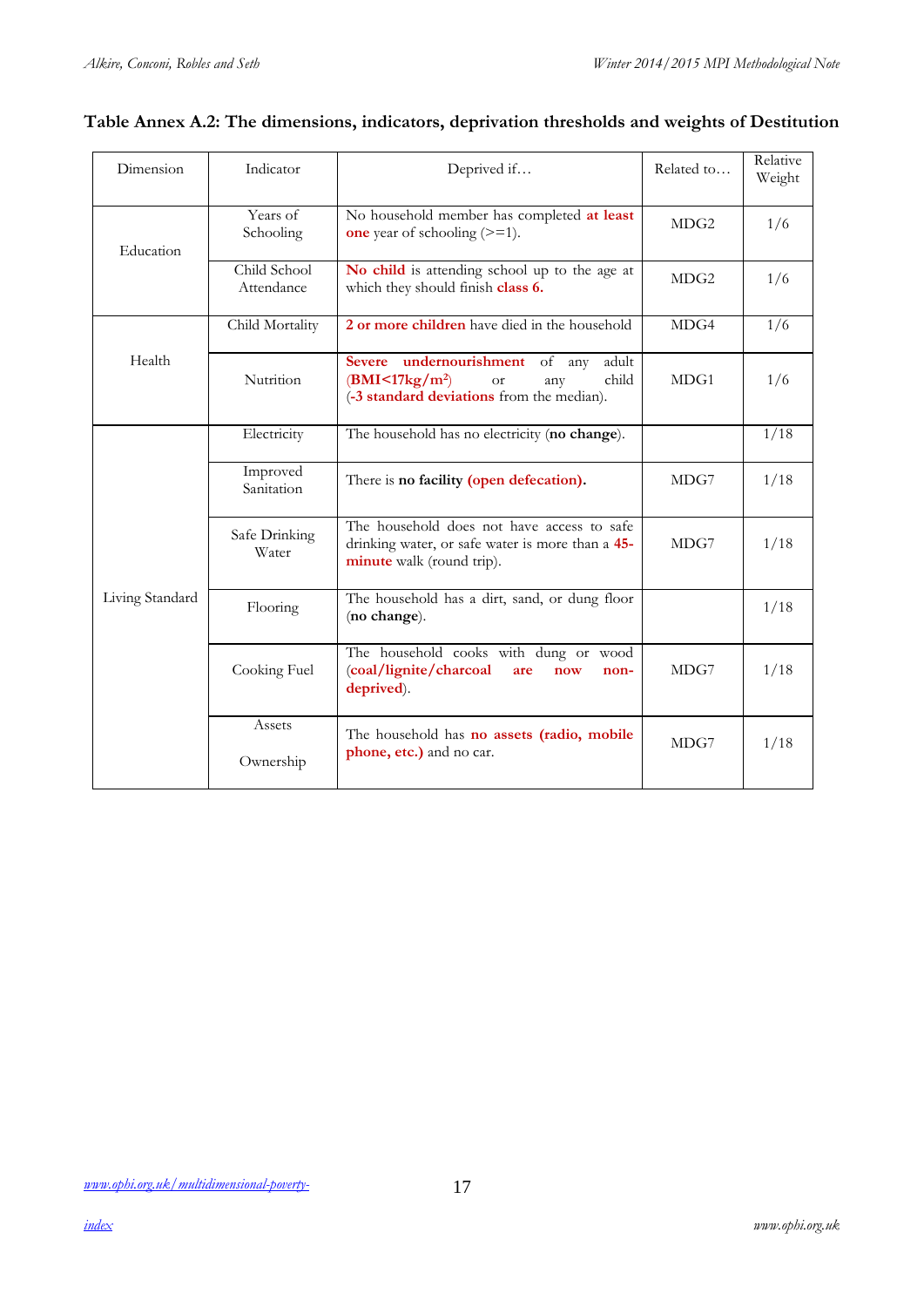**Table Annex A.2: The dimensions, indicators, deprivation thresholds and weights of Destitution**

| Dimension | Indicator | Deprived if… | Related to… | Relative Weight |
|---|---|---|---|---|
| Education | Years of Schooling | No household member has completed **at least one** year of schooling (>=1). | MDG2 | 1/6 |
| | Child School Attendance | **No child** is attending school up to the age at which they should finish **class 6.** | MDG2 | 1/6 |
| Health | Child Mortality | **2 or more children** have died in the household | MDG4 | 1/6 |
| | Nutrition | **Severe undernourishment** of any adult (**BMI<17kg/m²**) or any child (**-3 standard deviations** from the median). | MDG1 | 1/6 |
| Living Standard | Electricity | The household has no electricity (**no change**). | | 1/18 |
| | Improved Sanitation | There is **no facility (open defecation).** | MDG7 | 1/18 |
| | Safe Drinking Water | The household does not have access to safe drinking water, or safe water is more than a **45-minute** walk (round trip). | MDG7 | 1/18 |
| | Flooring | The household has a dirt, sand, or dung floor (**no change**). | | 1/18 |
| | Cooking Fuel | The household cooks with dung or wood (**coal/lignite/charcoal are now non-deprived**). | MDG7 | 1/18 |
| | Assets Ownership | The household has **no assets (radio, mobile phone, etc.)** and no car. | MDG7 | 1/18 |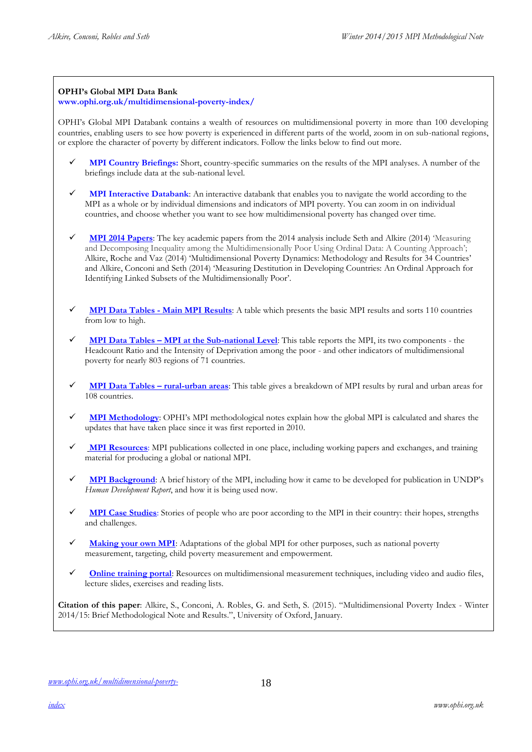**OPHI's Global MPI Data Bank**
**www.ophi.org.uk/multidimensional-poverty-index/**

OPHI's Global MPI Databank contains a wealth of resources on multidimensional poverty in more than 100 developing countries, enabling users to see how poverty is experienced in different parts of the world, zoom in on sub-national regions, or explore the character of poverty by different indicators. Follow the links below to find out more.

- ✓ **MPI Country Briefings:** Short, country-specific summaries on the results of the MPI analyses. A number of the briefings include data at the sub-national level.
- ✓ **MPI Interactive Databank**: An interactive databank that enables you to navigate the world according to the MPI as a whole or by individual dimensions and indicators of MPI poverty. You can zoom in on individual countries, and choose whether you want to see how multidimensional poverty has changed over time.
- ✓ **MPI 2014 Papers**: The key academic papers from the 2014 analysis include Seth and Alkire (2014) 'Measuring and Decomposing Inequality among the Multidimensionally Poor Using Ordinal Data: A Counting Approach'; Alkire, Roche and Vaz (2014) 'Multidimensional Poverty Dynamics: Methodology and Results for 34 Countries' and Alkire, Conconi and Seth (2014) 'Measuring Destitution in Developing Countries: An Ordinal Approach for Identifying Linked Subsets of the Multidimensionally Poor'.
- ✓ **MPI Data Tables - Main MPI Results**: A table which presents the basic MPI results and sorts 110 countries from low to high.
- ✓ **MPI Data Tables – MPI at the Sub-national Level**: This table reports the MPI, its two components - the Headcount Ratio and the Intensity of Deprivation among the poor - and other indicators of multidimensional poverty for nearly 803 regions of 71 countries.
- ✓ **MPI Data Tables – rural-urban areas**: This table gives a breakdown of MPI results by rural and urban areas for 108 countries.
- ✓ **MPI Methodology**: OPHI's MPI methodological notes explain how the global MPI is calculated and shares the updates that have taken place since it was first reported in 2010.
- ✓ **MPI Resources**: MPI publications collected in one place, including working papers and exchanges, and training material for producing a global or national MPI.
- ✓ **MPI Background**: A brief history of the MPI, including how it came to be developed for publication in UNDP's *Human Development Report*, and how it is being used now.
- ✓ **MPI Case Studies**: Stories of people who are poor according to the MPI in their country: their hopes, strengths and challenges.
- ✓ **Making your own MPI**: Adaptations of the global MPI for other purposes, such as national poverty measurement, targeting, child poverty measurement and empowerment.
- ✓ **Online training portal**: Resources on multidimensional measurement techniques, including video and audio files, lecture slides, exercises and reading lists.

**Citation of this paper**: Alkire, S., Conconi, A. Robles, G. and Seth, S. (2015). "Multidimensional Poverty Index - Winter 2014/15: Brief Methodological Note and Results.", University of Oxford, January.